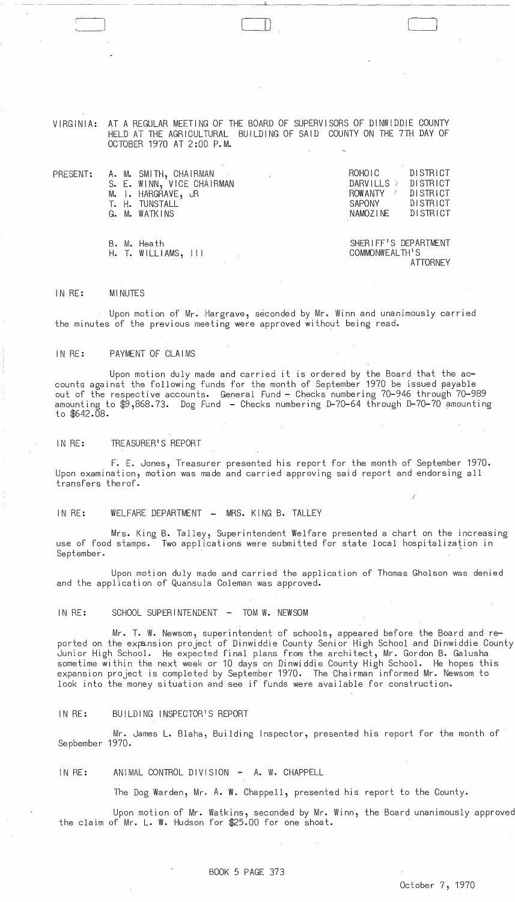VIRGINIA: AT A REGULAR MEETING OF THE BOARD OF SUPERVISORS OF DINWIDDIE COUNTY HELD AT THE AGRICULTURAL BUILDING OF SAID COUNTY ON THE 7TH DAY OF OCTOBER 1970 AT 2:00 P.M.

| PRESENT: | | |
|---|---|---|
| | A. M. SMITH, CHAIRMAN | ROHOIC DISTRICT |
| | S. E. WINN, VICE CHAIRMAN | DARVILLS DISTRICT |
| | M. I. HARGRAVE, JR | ROWANTY DISTRICT |
| | T. H. TUNSTALL | SAPONY DISTRICT |
| | G. M. WATKINS | NAMOZINE DISTRICT |
| | | |
| | B. M. Heath | SHERIFF'S DEPARTMENT |
| | H. T. WILLIAMS, III | COMMONWEALTH'S ATTORNEY |

IN RE: MINUTES

Upon motion of Mr. Hargrave, seconded by Mr. Winn and unanimously carried the minutes of the previous meeting were approved without being read.

IN RE: PAYMENT OF CLAIMS

Upon motion duly made and carried it is ordered by the Board that the accounts against the following funds for the month of September 1970 be issued payable out of the respective accounts. General Fund - Checks numbering 70-946 through 70-989 amounting to $9,868.73. Dog Fund - Checks numbering D-70-64 through D-70-70 amounting to $642.08.

IN RE: TREASURER'S REPORT

F. E. Jones, Treasurer presented his report for the month of September 1970. Upon examination, motion was made and carried approving said report and endorsing all transfers therof.

IN RE: WELFARE DEPARTMENT - MRS. KING B. TALLEY

Mrs. King B. Talley, Superintendent Welfare presented a chart on the increasing use of food stamps. Two applications were submitted for state local hospitalization in September.

Upon motion duly made and carried the application of Thomas Gholson was denied and the application of Quansula Coleman was approved.

IN RE: SCHOOL SUPERINTENDENT - TOM W. NEWSOM

Mr. T. W. Newsom, superintendent of schools, appeared before the Board and reported on the expansion project of Dinwiddie County Senior High School and Dinwiddie County Junior High School. He expected final plans from the architect, Mr. Gordon B. Galusha sometime within the next week or 10 days on Dinwiddie County High School. He hopes this expansion project is completed by September 1970. The Chairman informed Mr. Newsom to look into the money situation and see if funds were available for construction.

IN RE: BUILDING INSPECTOR'S REPORT

Mr. James L. Blaha, Building Inspector, presented his report for the month of Sepbember 1970.

IN RE: ANIMAL CONTROL DIVISION - A. W. CHAPPELL

The Dog Warden, Mr. A. W. Chappell, presented his report to the County.

Upon motion of Mr. Watkins, seconded by Mr. Winn, the Board unanimously approved the claim of Mr. L. W. Hudson for $25.00 for one shoat.

BOOK 5 PAGE 373

October 7, 1970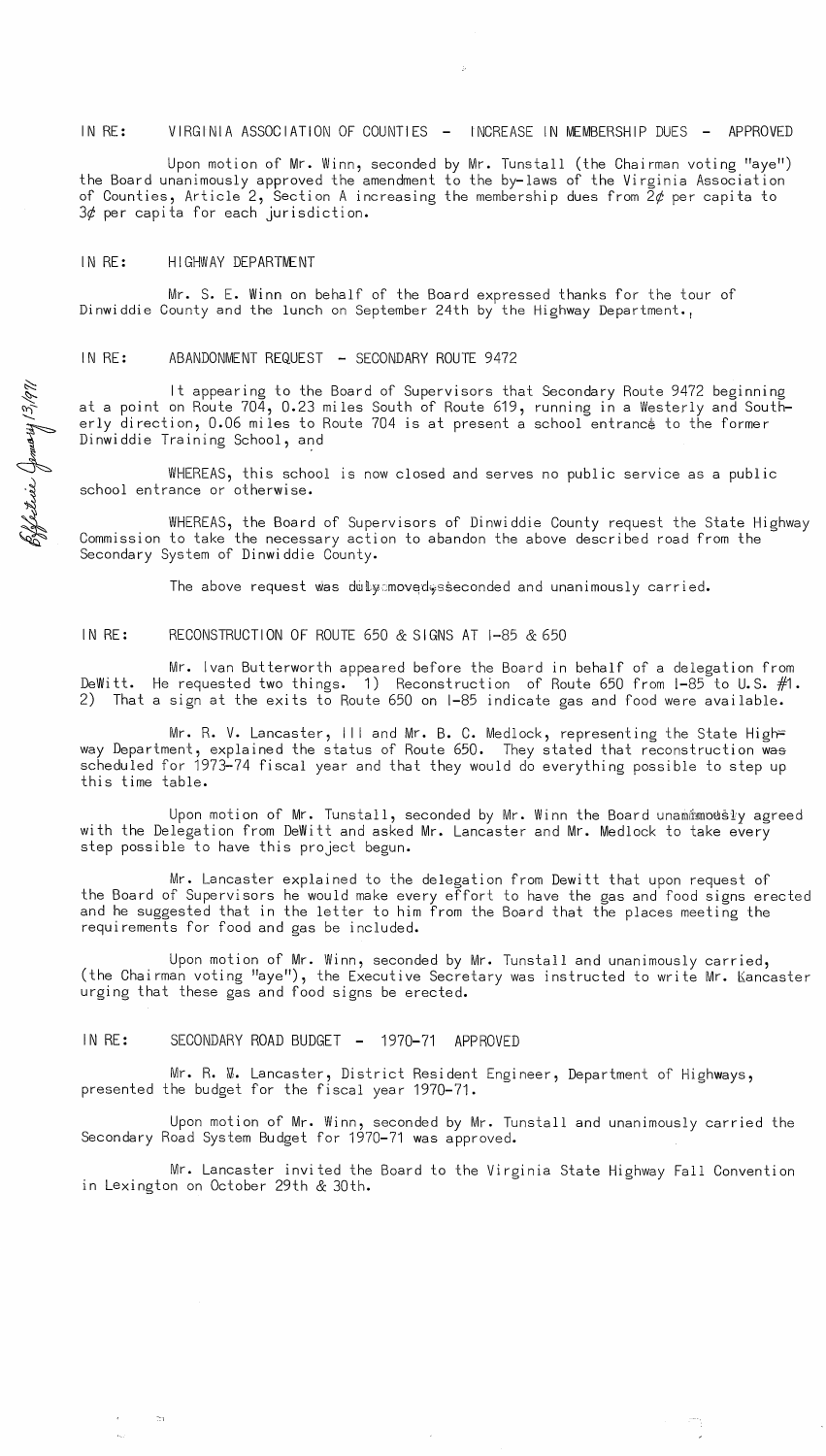IN RE: VIRGINIA ASSOCIATION OF COUNTIES - INCREASE IN MEMBERSHIP DUES - APPROVED

Upon motion of Mr. Winn, seconded by Mr. Tunstall (the Chairman voting "aye") the Board unanimously approved the amendment to the by-laws of the Virginia Association of Counties, Article 2, Section A increasing the membership dues from 2¢ per capita to 3¢ per capita for each jurisdiction.

IN RE: HIGHWAY DEPARTMENT

Mr. S. E. Winn on behalf of the Board expressed thanks for the tour of Dinwiddie County and the lunch on September 24th by the Highway Department.

IN RE: ABANDONMENT REQUEST - SECONDARY ROUTE 9472

Effective January 13, 1971

It appearing to the Board of Supervisors that Secondary Route 9472 beginning at a point on Route 704, 0.23 miles South of Route 619, running in a Westerly and Southerly direction, 0.06 miles to Route 704 is at present a school entrance to the former Dinwiddie Training School, and

WHEREAS, this school is now closed and serves no public service as a public school entrance or otherwise.

WHEREAS, the Board of Supervisors of Dinwiddie County request the State Highway Commission to take the necessary action to abandon the above described road from the Secondary System of Dinwiddie County.

The above request was duly moved, seconded and unanimously carried.

IN RE: RECONSTRUCTION OF ROUTE 650 & SIGNS AT I-85 & 650

Mr. Ivan Butterworth appeared before the Board in behalf of a delegation from DeWitt. He requested two things. 1) Reconstruction of Route 650 from I-85 to U.S. #1. 2) That a sign at the exits to Route 650 on I-85 indicate gas and food were available.

Mr. R. V. Lancaster, III and Mr. B. C. Medlock, representing the State Highway Department, explained the status of Route 650. They stated that reconstruction was scheduled for 1973-74 fiscal year and that they would do everything possible to step up this time table.

Upon motion of Mr. Tunstall, seconded by Mr. Winn the Board unanimously agreed with the Delegation from DeWitt and asked Mr. Lancaster and Mr. Medlock to take every step possible to have this project begun.

Mr. Lancaster explained to the delegation from Dewitt that upon request of the Board of Supervisors he would make every effort to have the gas and food signs erected and he suggested that in the letter to him from the Board that the places meeting the requirements for food and gas be included.

Upon motion of Mr. Winn, seconded by Mr. Tunstall and unanimously carried, (the Chairman voting "aye"), the Executive Secretary was instructed to write Mr. Lancaster urging that these gas and food signs be erected.

IN RE: SECONDARY ROAD BUDGET - 1970-71 APPROVED

Mr. R. V. Lancaster, District Resident Engineer, Department of Highways, presented the budget for the fiscal year 1970-71.

Upon motion of Mr. Winn, seconded by Mr. Tunstall and unanimously carried the Secondary Road System Budget for 1970-71 was approved.

Mr. Lancaster invited the Board to the Virginia State Highway Fall Convention in Lexington on October 29th & 30th.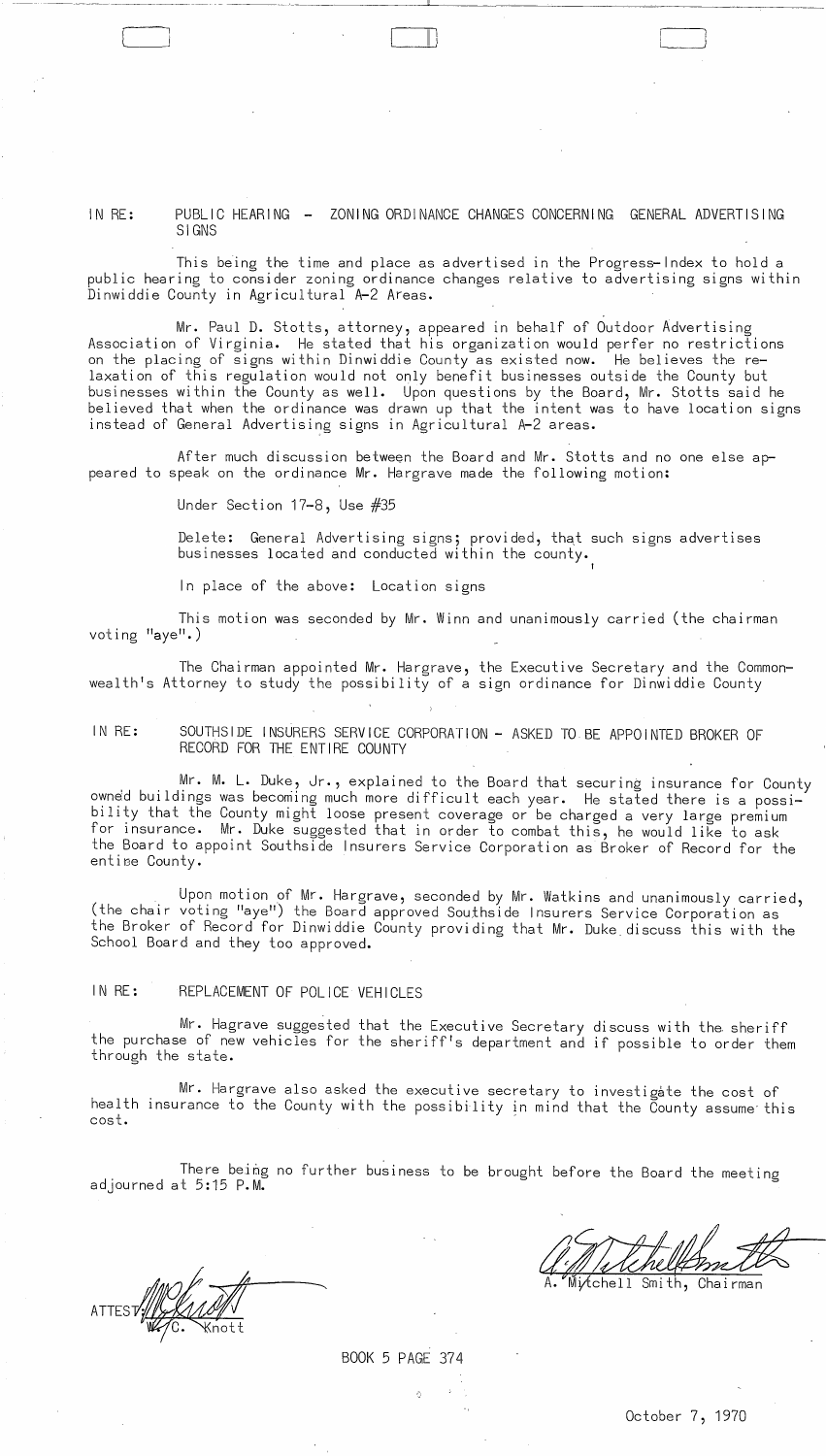IN RE: PUBLIC HEARING - ZONING ORDINANCE CHANGES CONCERNING GENERAL ADVERTISING SIGNS

This being the time and place as advertised in the Progress-Index to hold a public hearing to consider zoning ordinance changes relative to advertising signs within Dinwiddie County in Agricultural A-2 Areas.

Mr. Paul D. Stotts, attorney, appeared in behalf of Outdoor Advertising Association of Virginia. He stated that his organization would perfer no restrictions on the placing of signs within Dinwiddie County as existed now. He believes the relaxation of this regulation would not only benefit businesses outside the County but businesses within the County as well. Upon questions by the Board, Mr. Stotts said he believed that when the ordinance was drawn up that the intent was to have location signs instead of General Advertising signs in Agricultural A-2 areas.

After much discussion between the Board and Mr. Stotts and no one else appeared to speak on the ordinance Mr. Hargrave made the following motion:

Under Section 17-8, Use #35

Delete: General Advertising signs; provided, that such signs advertises businesses located and conducted within the county.

In place of the above: Location signs

This motion was seconded by Mr. Winn and unanimously carried (the chairman voting "aye".)

The Chairman appointed Mr. Hargrave, the Executive Secretary and the Commonwealth's Attorney to study the possibility of a sign ordinance for Dinwiddie County

IN RE: SOUTHSIDE INSURERS SERVICE CORPORATION - ASKED TO BE APPOINTED BROKER OF RECORD FOR THE ENTIRE COUNTY

Mr. M. L. Duke, Jr., explained to the Board that securing insurance for County owned buildings was becoming much more difficult each year. He stated there is a possibility that the County might loose present coverage or be charged a very large premium for insurance. Mr. Duke suggested that in order to combat this, he would like to ask the Board to appoint Southside Insurers Service Corporation as Broker of Record for the entire County.

Upon motion of Mr. Hargrave, seconded by Mr. Watkins and unanimously carried, (the chair voting "aye") the Board approved Southside Insurers Service Corporation as the Broker of Record for Dinwiddie County providing that Mr. Duke discuss this with the School Board and they too approved.

IN RE: REPLACEMENT OF POLICE VEHICLES

Mr. Hagrave suggested that the Executive Secretary discuss with the sheriff the purchase of new vehicles for the sheriff's department and if possible to order them through the state.

Mr. Hargrave also asked the executive secretary to investigate the cost of health insurance to the County with the possibility in mind that the County assume this cost.

There being no further business to be brought before the Board the meeting adjourned at 5:15 P.M.

A. Mitchell Smith, Chairman

ATTEST: W. C. Knott

BOOK 5 PAGE 374

October 7, 1970